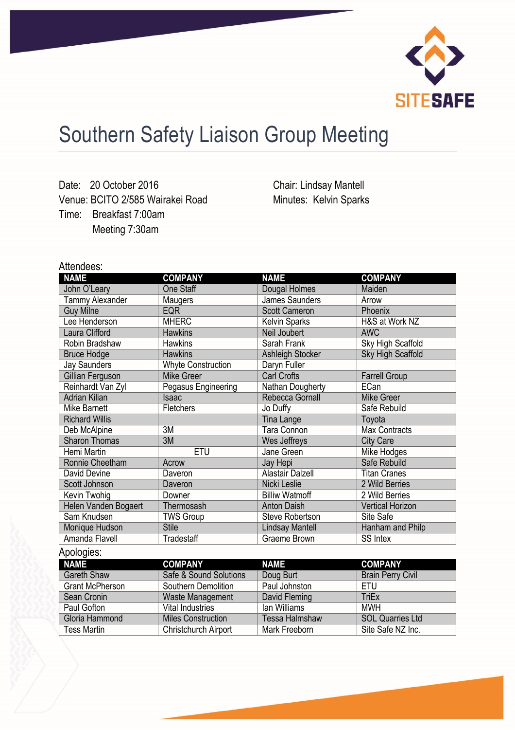SITESAFE

# Southern Safety Liaison Group Meeting

Date: 20 October 2016
Venue: BCITO 2/585 Wairakei Road
Time: Breakfast 7:00am
Meeting 7:30am

Chair: Lindsay Mantell
Minutes: Kelvin Sparks

Attendees:

| NAME | COMPANY | NAME | COMPANY |
|---|---|---|---|
| John O'Leary | One Staff | Dougal Holmes | Maiden |
| Tammy Alexander | Maugers | James Saunders | Arrow |
| Guy Milne | EQR | Scott Cameron | Phoenix |
| Lee Henderson | MHERC | Kelvin Sparks | H&S at Work NZ |
| Laura Clifford | Hawkins | Neil Joubert | AWC |
| Robin Bradshaw | Hawkins | Sarah Frank | Sky High Scaffold |
| Bruce Hodge | Hawkins | Ashleigh Stocker | Sky High Scaffold |
| Jay Saunders | Whyte Construction | Daryn Fuller | |
| Gillian Ferguson | Mike Greer | Carl Crofts | Farrell Group |
| Reinhardt Van Zyl | Pegasus Engineering | Nathan Dougherty | ECan |
| Adrian Kilian | Isaac | Rebecca Gornall | Mike Greer |
| Mike Barnett | Fletchers | Jo Duffy | Safe Rebuild |
| Richard Willis | | Tina Lange | Toyota |
| Deb McAlpine | 3M | Tara Connon | Max Contracts |
| Sharon Thomas | 3M | Wes Jeffreys | City Care |
| Hemi Martin | ETU | Jane Green | Mike Hodges |
| Ronnie Cheetham | Acrow | Jay Hepi | Safe Rebuild |
| David Devine | Daveron | Alastair Dalzell | Titan Cranes |
| Scott Johnson | Daveron | Nicki Leslie | 2 Wild Berries |
| Kevin Twohig | Downer | Billiw Watmoff | 2 Wild Berries |
| Helen Vanden Bogaert | Thermosash | Anton Daish | Vertical Horizon |
| Sam Knudsen | TWS Group | Steve Robertson | Site Safe |
| Monique Hudson | Stile | Lindsay Mantell | Hanham and Philp |
| Amanda Flavell | Tradestaff | Graeme Brown | SS Intex |

Apologies:

| NAME | COMPANY | NAME | COMPANY |
|---|---|---|---|
| Gareth Shaw | Safe & Sound Solutions | Doug Burt | Brain Perry Civil |
| Grant McPherson | Southern Demolition | Paul Johnston | ETU |
| Sean Cronin | Waste Management | David Fleming | TriEx |
| Paul Gofton | Vital Industries | Ian Williams | MWH |
| Gloria Hammond | Miles Construction | Tessa Halmshaw | SOL Quarries Ltd |
| Tess Martin | Christchurch Airport | Mark Freeborn | Site Safe NZ Inc. |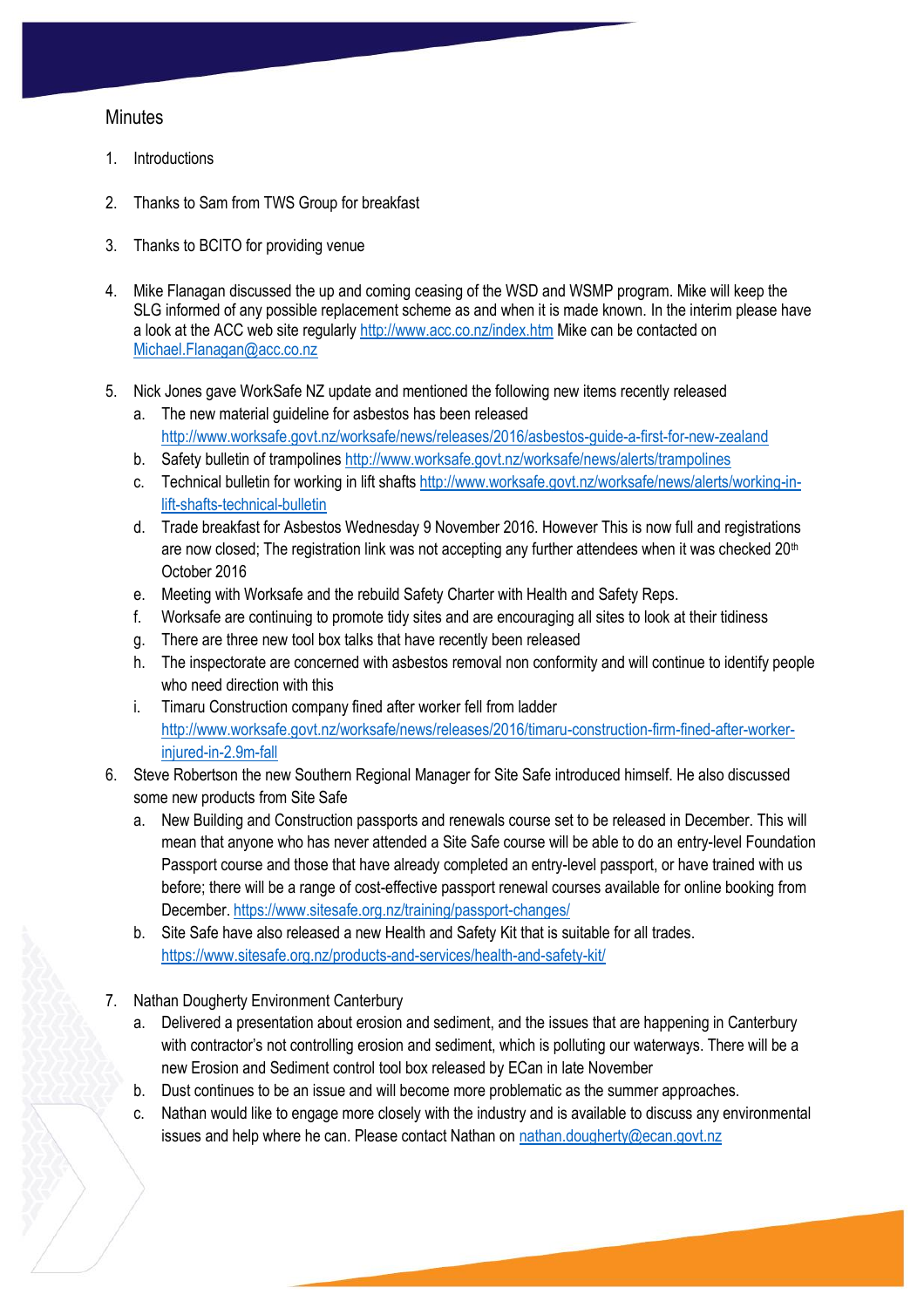## Minutes

1. Introductions

2. Thanks to Sam from TWS Group for breakfast

3. Thanks to BCITO for providing venue

4. Mike Flanagan discussed the up and coming ceasing of the WSD and WSMP program. Mike will keep the SLG informed of any possible replacement scheme as and when it is made known. In the interim please have a look at the ACC web site regularly http://www.acc.co.nz/index.htm Mike can be contacted on Michael.Flanagan@acc.co.nz

5. Nick Jones gave WorkSafe NZ update and mentioned the following new items recently released
   a. The new material guideline for asbestos has been released http://www.worksafe.govt.nz/worksafe/news/releases/2016/asbestos-guide-a-first-for-new-zealand
   b. Safety bulletin of trampolines http://www.worksafe.govt.nz/worksafe/news/alerts/trampolines
   c. Technical bulletin for working in lift shafts http://www.worksafe.govt.nz/worksafe/news/alerts/working-in-lift-shafts-technical-bulletin
   d. Trade breakfast for Asbestos Wednesday 9 November 2016. However This is now full and registrations are now closed; The registration link was not accepting any further attendees when it was checked 20th October 2016
   e. Meeting with Worksafe and the rebuild Safety Charter with Health and Safety Reps.
   f. Worksafe are continuing to promote tidy sites and are encouraging all sites to look at their tidiness
   g. There are three new tool box talks that have recently been released
   h. The inspectorate are concerned with asbestos removal non conformity and will continue to identify people who need direction with this
   i. Timaru Construction company fined after worker fell from ladder http://www.worksafe.govt.nz/worksafe/news/releases/2016/timaru-construction-firm-fined-after-worker-injured-in-2.9m-fall

6. Steve Robertson the new Southern Regional Manager for Site Safe introduced himself. He also discussed some new products from Site Safe
   a. New Building and Construction passports and renewals course set to be released in December. This will mean that anyone who has never attended a Site Safe course will be able to do an entry-level Foundation Passport course and those that have already completed an entry-level passport, or have trained with us before; there will be a range of cost-effective passport renewal courses available for online booking from December. https://www.sitesafe.org.nz/training/passport-changes/
   b. Site Safe have also released a new Health and Safety Kit that is suitable for all trades. https://www.sitesafe.org.nz/products-and-services/health-and-safety-kit/

7. Nathan Dougherty Environment Canterbury
   a. Delivered a presentation about erosion and sediment, and the issues that are happening in Canterbury with contractor's not controlling erosion and sediment, which is polluting our waterways. There will be a new Erosion and Sediment control tool box released by ECan in late November
   b. Dust continues to be an issue and will become more problematic as the summer approaches.
   c. Nathan would like to engage more closely with the industry and is available to discuss any environmental issues and help where he can. Please contact Nathan on nathan.dougherty@ecan.govt.nz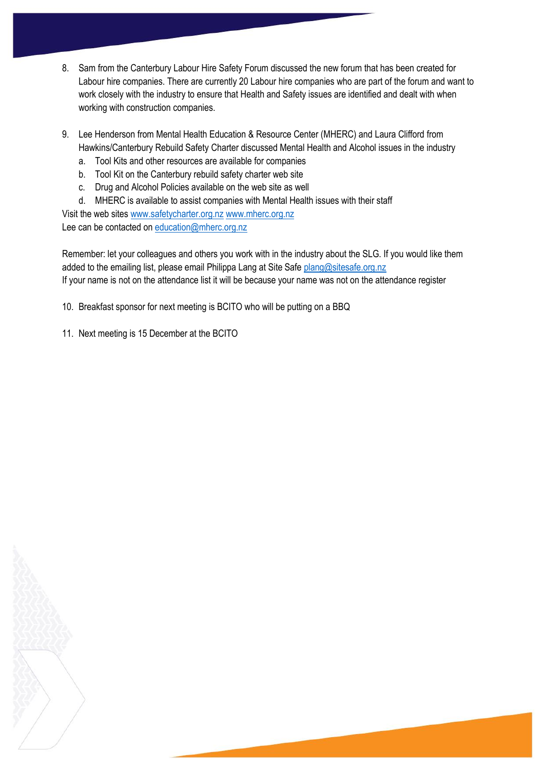8. Sam from the Canterbury Labour Hire Safety Forum discussed the new forum that has been created for Labour hire companies. There are currently 20 Labour hire companies who are part of the forum and want to work closely with the industry to ensure that Health and Safety issues are identified and dealt with when working with construction companies.

9. Lee Henderson from Mental Health Education & Resource Center (MHERC) and Laura Clifford from Hawkins/Canterbury Rebuild Safety Charter discussed Mental Health and Alcohol issues in the industry
   a. Tool Kits and other resources are available for companies
   b. Tool Kit on the Canterbury rebuild safety charter web site
   c. Drug and Alcohol Policies available on the web site as well
   d. MHERC is available to assist companies with Mental Health issues with their staff

Visit the web sites www.safetycharter.org.nz www.mherc.org.nz
Lee can be contacted on education@mherc.org.nz

Remember: let your colleagues and others you work with in the industry about the SLG. If you would like them added to the emailing list, please email Philippa Lang at Site Safe plang@sitesafe.org.nz
If your name is not on the attendance list it will be because your name was not on the attendance register

10. Breakfast sponsor for next meeting is BCITO who will be putting on a BBQ

11. Next meeting is 15 December at the BCITO